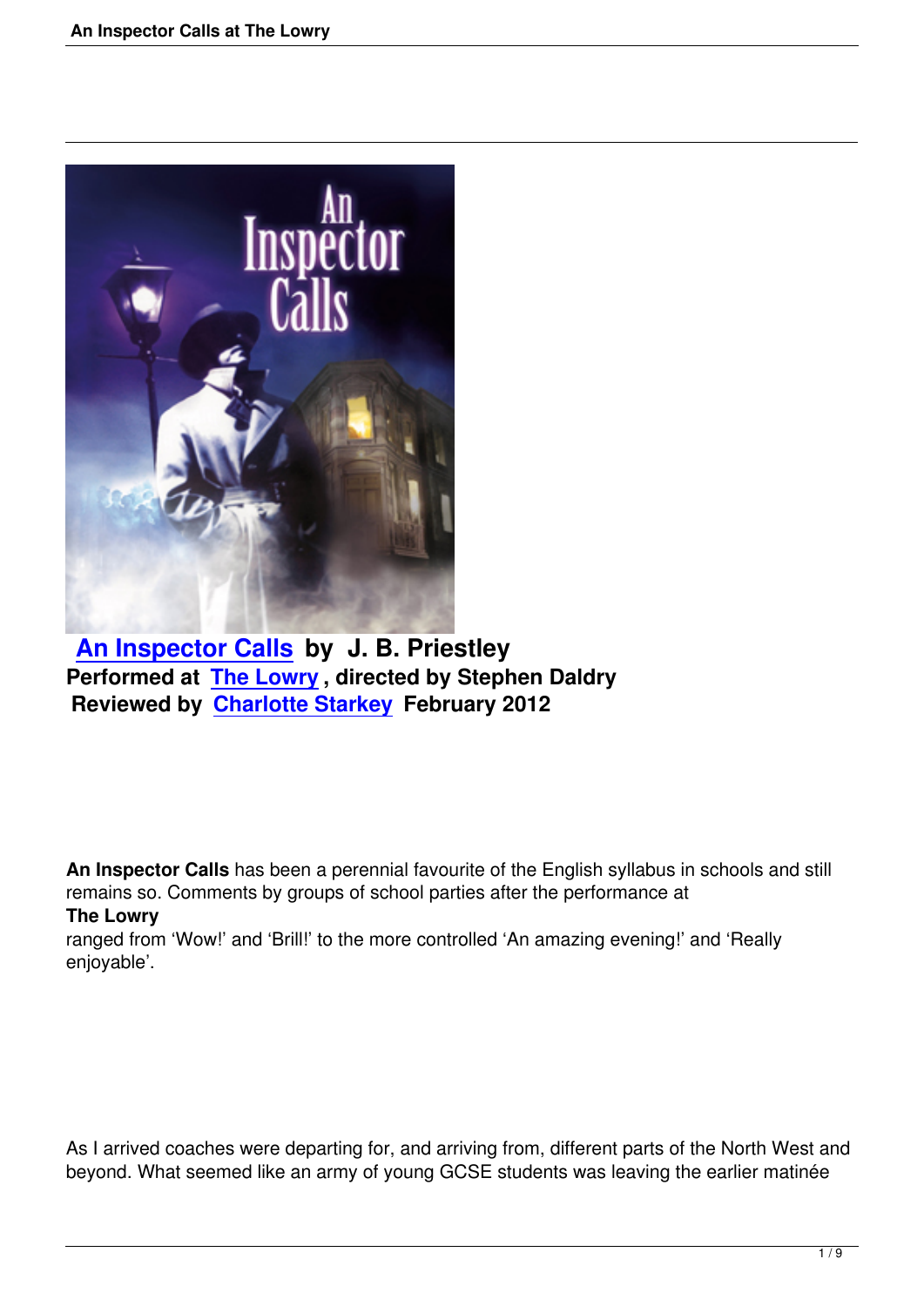**An Inspector Calls by J. B. Priestley**
**Performed at The Lowry, directed by Stephen Daldry**
**Reviewed by Charlotte Starkey February 2012**

**An Inspector Calls** has been a perennial favourite of the English syllabus in schools and still remains so. Comments by groups of school parties after the performance at **The Lowry** ranged from 'Wow!' and 'Brill!' to the more controlled 'An amazing evening!' and 'Really enjoyable'.

As I arrived coaches were departing for, and arriving from, different parts of the North West and beyond. What seemed like an army of young GCSE students was leaving the earlier matinée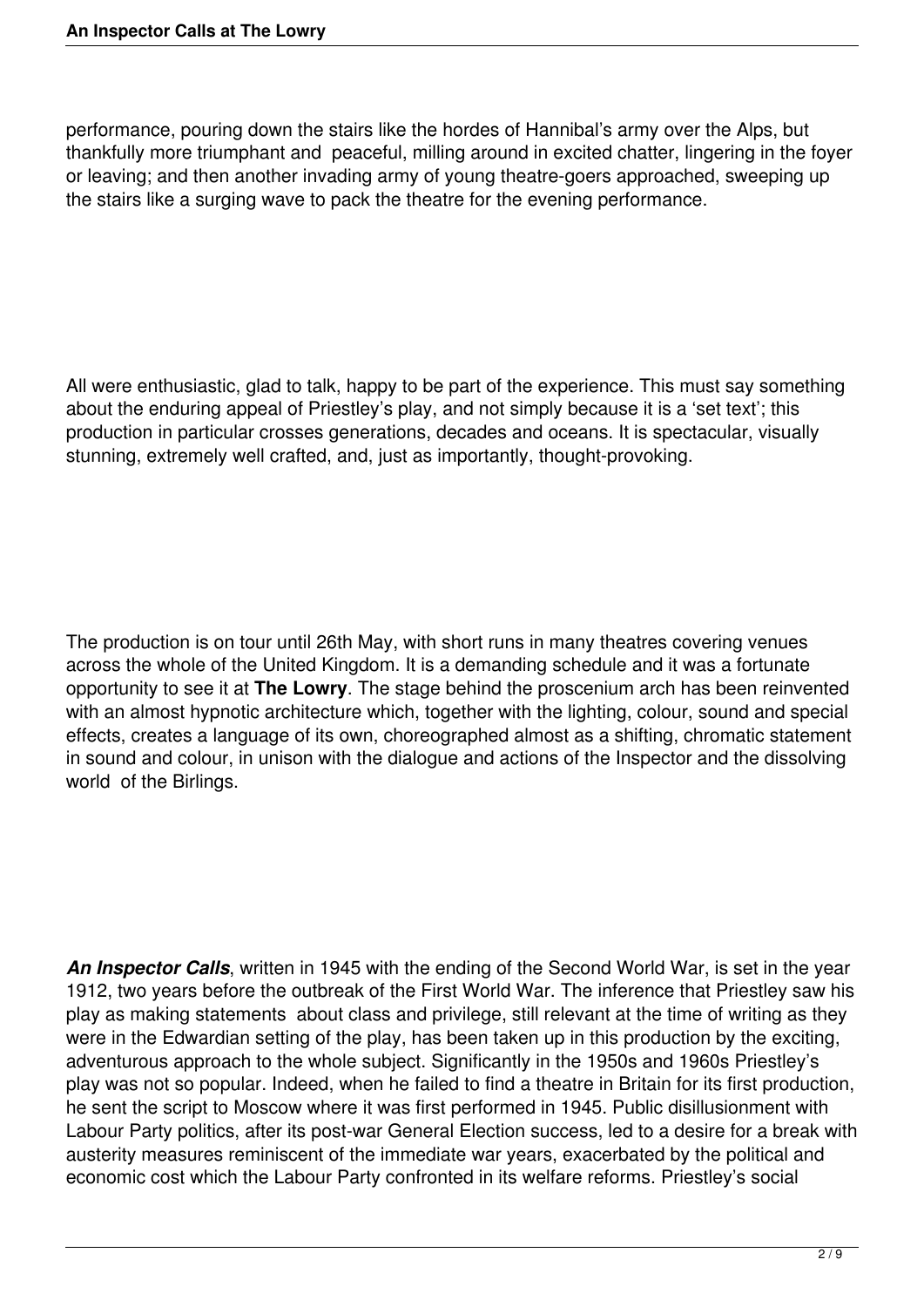performance, pouring down the stairs like the hordes of Hannibal's army over the Alps, but thankfully more triumphant and peaceful, milling around in excited chatter, lingering in the foyer or leaving; and then another invading army of young theatre-goers approached, sweeping up the stairs like a surging wave to pack the theatre for the evening performance.

All were enthusiastic, glad to talk, happy to be part of the experience. This must say something about the enduring appeal of Priestley's play, and not simply because it is a 'set text'; this production in particular crosses generations, decades and oceans. It is spectacular, visually stunning, extremely well crafted, and, just as importantly, thought-provoking.

The production is on tour until 26th May, with short runs in many theatres covering venues across the whole of the United Kingdom. It is a demanding schedule and it was a fortunate opportunity to see it at **The Lowry**. The stage behind the proscenium arch has been reinvented with an almost hypnotic architecture which, together with the lighting, colour, sound and special effects, creates a language of its own, choreographed almost as a shifting, chromatic statement in sound and colour, in unison with the dialogue and actions of the Inspector and the dissolving world of the Birlings.

***An Inspector Calls***, written in 1945 with the ending of the Second World War, is set in the year 1912, two years before the outbreak of the First World War. The inference that Priestley saw his play as making statements about class and privilege, still relevant at the time of writing as they were in the Edwardian setting of the play, has been taken up in this production by the exciting, adventurous approach to the whole subject. Significantly in the 1950s and 1960s Priestley's play was not so popular. Indeed, when he failed to find a theatre in Britain for its first production, he sent the script to Moscow where it was first performed in 1945. Public disillusionment with Labour Party politics, after its post-war General Election success, led to a desire for a break with austerity measures reminiscent of the immediate war years, exacerbated by the political and economic cost which the Labour Party confronted in its welfare reforms. Priestley's social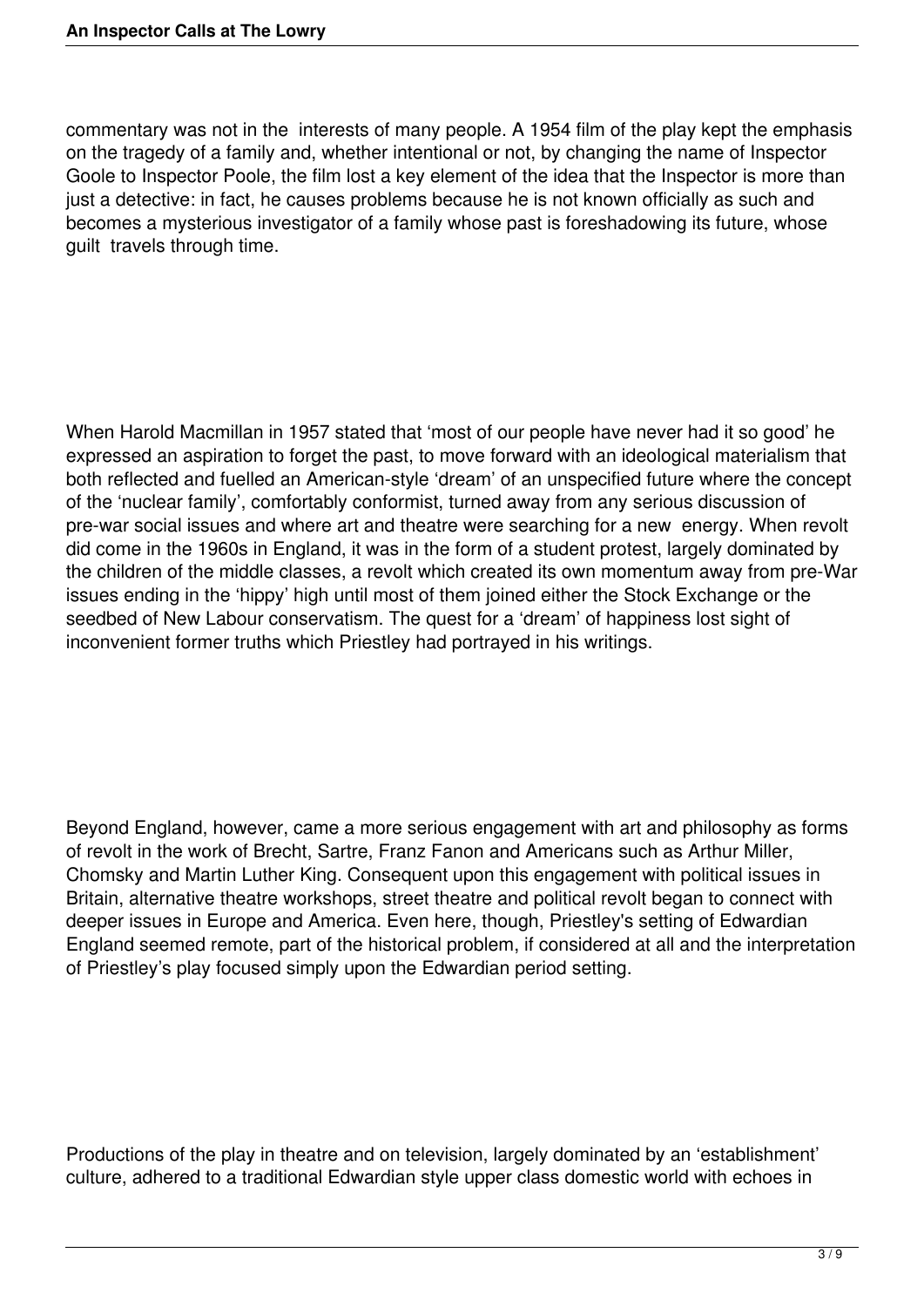commentary was not in the  interests of many people. A 1954 film of the play kept the emphasis on the tragedy of a family and, whether intentional or not, by changing the name of Inspector Goole to Inspector Poole, the film lost a key element of the idea that the Inspector is more than just a detective: in fact, he causes problems because he is not known officially as such and becomes a mysterious investigator of a family whose past is foreshadowing its future, whose guilt  travels through time.

When Harold Macmillan in 1957 stated that 'most of our people have never had it so good' he expressed an aspiration to forget the past, to move forward with an ideological materialism that both reflected and fuelled an American-style 'dream' of an unspecified future where the concept of the 'nuclear family', comfortably conformist, turned away from any serious discussion of pre-war social issues and where art and theatre were searching for a new  energy. When revolt did come in the 1960s in England, it was in the form of a student protest, largely dominated by the children of the middle classes, a revolt which created its own momentum away from pre-War issues ending in the 'hippy' high until most of them joined either the Stock Exchange or the seedbed of New Labour conservatism. The quest for a 'dream' of happiness lost sight of inconvenient former truths which Priestley had portrayed in his writings.

Beyond England, however, came a more serious engagement with art and philosophy as forms of revolt in the work of Brecht, Sartre, Franz Fanon and Americans such as Arthur Miller, Chomsky and Martin Luther King. Consequent upon this engagement with political issues in Britain, alternative theatre workshops, street theatre and political revolt began to connect with deeper issues in Europe and America. Even here, though, Priestley's setting of Edwardian England seemed remote, part of the historical problem, if considered at all and the interpretation of Priestley's play focused simply upon the Edwardian period setting.

Productions of the play in theatre and on television, largely dominated by an 'establishment' culture, adhered to a traditional Edwardian style upper class domestic world with echoes in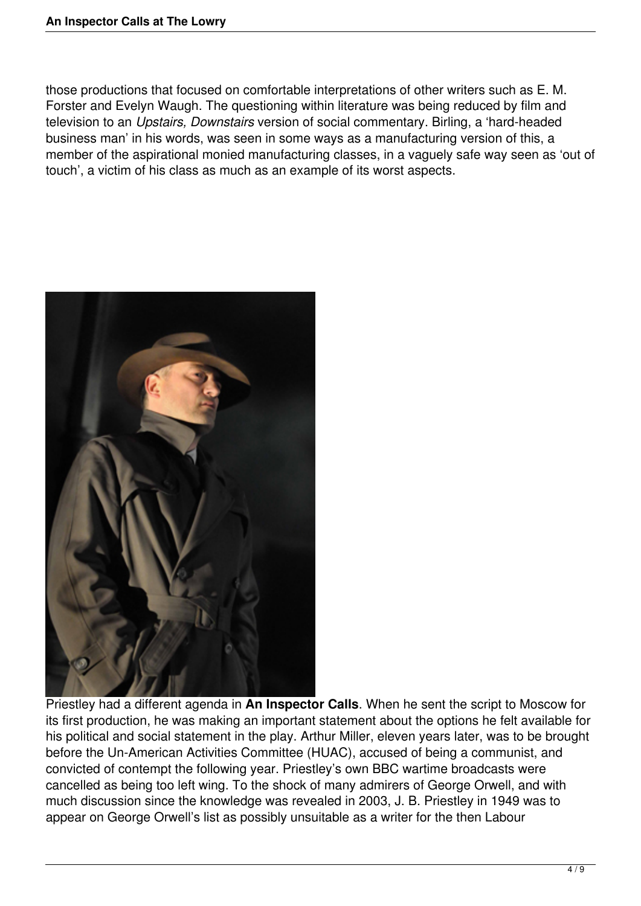those productions that focused on comfortable interpretations of other writers such as E. M. Forster and Evelyn Waugh. The questioning within literature was being reduced by film and television to an *Upstairs, Downstairs* version of social commentary. Birling, a 'hard-headed business man' in his words, was seen in some ways as a manufacturing version of this, a member of the aspirational monied manufacturing classes, in a vaguely safe way seen as 'out of touch', a victim of his class as much as an example of its worst aspects.

Priestley had a different agenda in **An Inspector Calls**. When he sent the script to Moscow for its first production, he was making an important statement about the options he felt available for his political and social statement in the play. Arthur Miller, eleven years later, was to be brought before the Un-American Activities Committee (HUAC), accused of being a communist, and convicted of contempt the following year. Priestley's own BBC wartime broadcasts were cancelled as being too left wing. To the shock of many admirers of George Orwell, and with much discussion since the knowledge was revealed in 2003, J. B. Priestley in 1949 was to appear on George Orwell's list as possibly unsuitable as a writer for the then Labour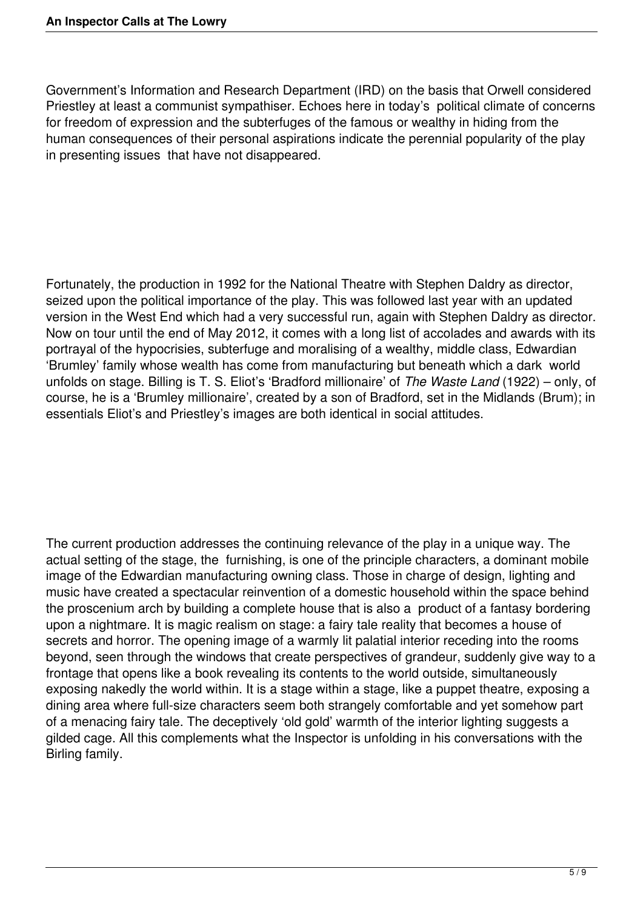Government's Information and Research Department (IRD) on the basis that Orwell considered Priestley at least a communist sympathiser. Echoes here in today's political climate of concerns for freedom of expression and the subterfuges of the famous or wealthy in hiding from the human consequences of their personal aspirations indicate the perennial popularity of the play in presenting issues that have not disappeared.

Fortunately, the production in 1992 for the National Theatre with Stephen Daldry as director, seized upon the political importance of the play. This was followed last year with an updated version in the West End which had a very successful run, again with Stephen Daldry as director. Now on tour until the end of May 2012, it comes with a long list of accolades and awards with its portrayal of the hypocrisies, subterfuge and moralising of a wealthy, middle class, Edwardian 'Brumley' family whose wealth has come from manufacturing but beneath which a dark world unfolds on stage. Billing is T. S. Eliot's 'Bradford millionaire' of *The Waste Land* (1922) – only, of course, he is a 'Brumley millionaire', created by a son of Bradford, set in the Midlands (Brum); in essentials Eliot's and Priestley's images are both identical in social attitudes.

The current production addresses the continuing relevance of the play in a unique way. The actual setting of the stage, the furnishing, is one of the principle characters, a dominant mobile image of the Edwardian manufacturing owning class. Those in charge of design, lighting and music have created a spectacular reinvention of a domestic household within the space behind the proscenium arch by building a complete house that is also a product of a fantasy bordering upon a nightmare. It is magic realism on stage: a fairy tale reality that becomes a house of secrets and horror. The opening image of a warmly lit palatial interior receding into the rooms beyond, seen through the windows that create perspectives of grandeur, suddenly give way to a frontage that opens like a book revealing its contents to the world outside, simultaneously exposing nakedly the world within. It is a stage within a stage, like a puppet theatre, exposing a dining area where full-size characters seem both strangely comfortable and yet somehow part of a menacing fairy tale. The deceptively 'old gold' warmth of the interior lighting suggests a gilded cage. All this complements what the Inspector is unfolding in his conversations with the Birling family.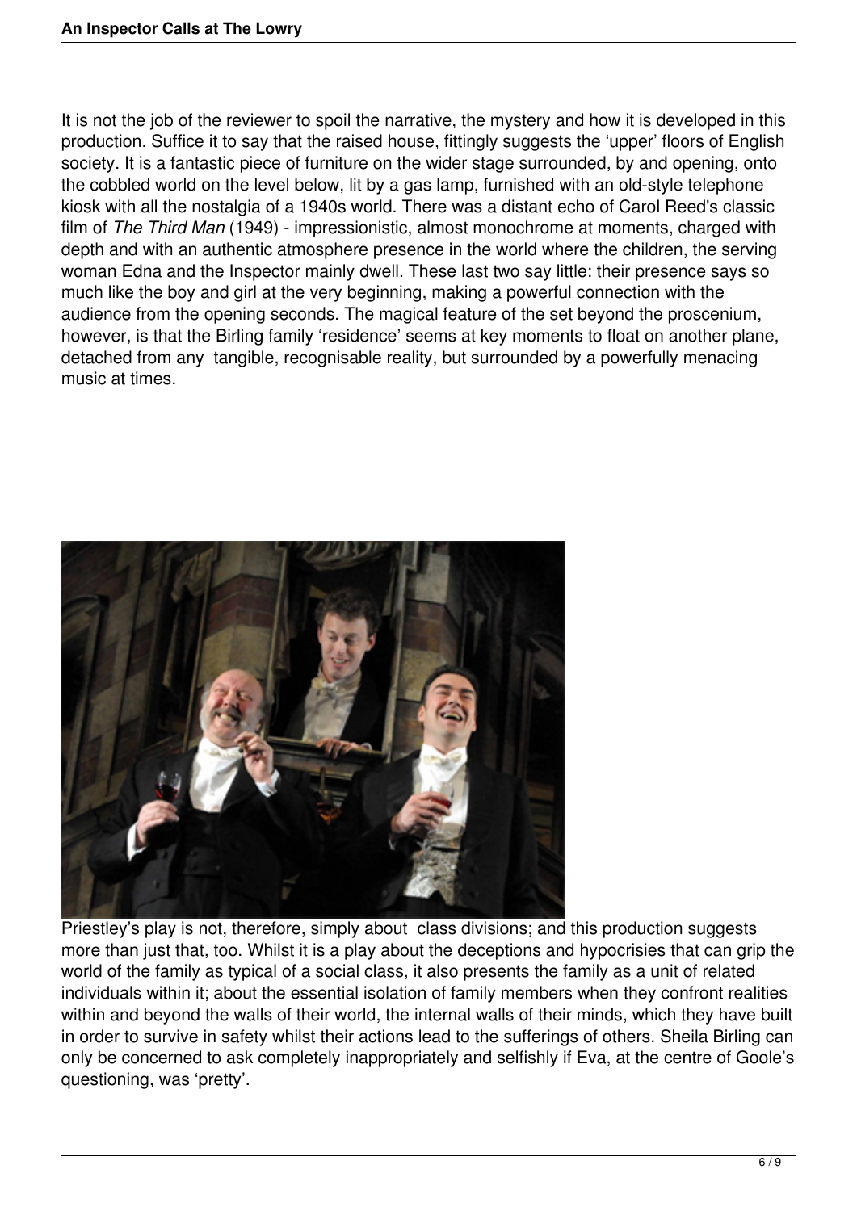It is not the job of the reviewer to spoil the narrative, the mystery and how it is developed in this production. Suffice it to say that the raised house, fittingly suggests the 'upper' floors of English society. It is a fantastic piece of furniture on the wider stage surrounded, by and opening, onto the cobbled world on the level below, lit by a gas lamp, furnished with an old-style telephone kiosk with all the nostalgia of a 1940s world. There was a distant echo of Carol Reed's classic film of *The Third Man* (1949) - impressionistic, almost monochrome at moments, charged with depth and with an authentic atmosphere presence in the world where the children, the serving woman Edna and the Inspector mainly dwell. These last two say little: their presence says so much like the boy and girl at the very beginning, making a powerful connection with the audience from the opening seconds. The magical feature of the set beyond the proscenium, however, is that the Birling family 'residence' seems at key moments to float on another plane, detached from any tangible, recognisable reality, but surrounded by a powerfully menacing music at times.

Priestley's play is not, therefore, simply about class divisions; and this production suggests more than just that, too. Whilst it is a play about the deceptions and hypocrisies that can grip the world of the family as typical of a social class, it also presents the family as a unit of related individuals within it; about the essential isolation of family members when they confront realities within and beyond the walls of their world, the internal walls of their minds, which they have built in order to survive in safety whilst their actions lead to the sufferings of others. Sheila Birling can only be concerned to ask completely inappropriately and selfishly if Eva, at the centre of Goole's questioning, was 'pretty'.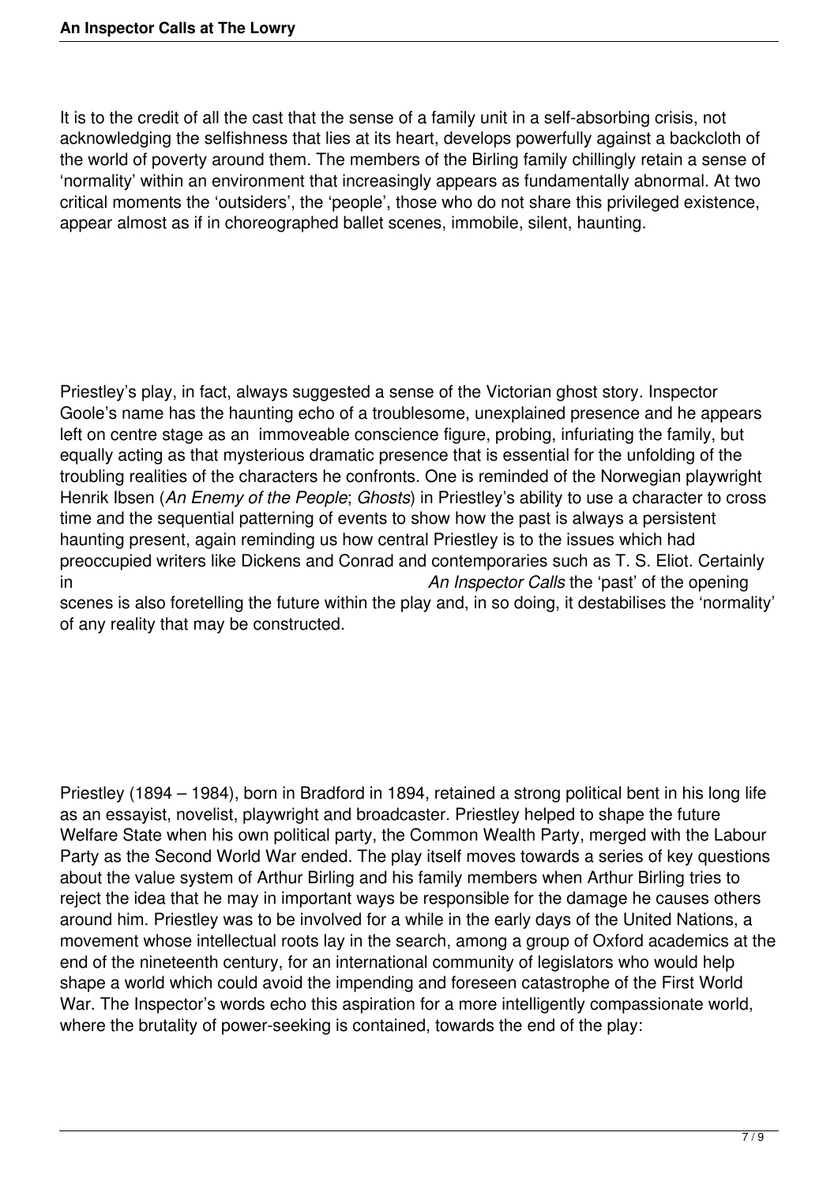It is to the credit of all the cast that the sense of a family unit in a self-absorbing crisis, not acknowledging the selfishness that lies at its heart, develops powerfully against a backcloth of the world of poverty around them. The members of the Birling family chillingly retain a sense of 'normality' within an environment that increasingly appears as fundamentally abnormal. At two critical moments the 'outsiders', the 'people', those who do not share this privileged existence, appear almost as if in choreographed ballet scenes, immobile, silent, haunting.

Priestley's play, in fact, always suggested a sense of the Victorian ghost story. Inspector Goole's name has the haunting echo of a troublesome, unexplained presence and he appears left on centre stage as an immoveable conscience figure, probing, infuriating the family, but equally acting as that mysterious dramatic presence that is essential for the unfolding of the troubling realities of the characters he confronts. One is reminded of the Norwegian playwright Henrik Ibsen (*An Enemy of the People*; *Ghosts*) in Priestley's ability to use a character to cross time and the sequential patterning of events to show how the past is always a persistent haunting present, again reminding us how central Priestley is to the issues which had preoccupied writers like Dickens and Conrad and contemporaries such as T. S. Eliot. Certainly in *An Inspector Calls* the 'past' of the opening scenes is also foretelling the future within the play and, in so doing, it destabilises the 'normality' of any reality that may be constructed.

Priestley (1894 – 1984), born in Bradford in 1894, retained a strong political bent in his long life as an essayist, novelist, playwright and broadcaster. Priestley helped to shape the future Welfare State when his own political party, the Common Wealth Party, merged with the Labour Party as the Second World War ended. The play itself moves towards a series of key questions about the value system of Arthur Birling and his family members when Arthur Birling tries to reject the idea that he may in important ways be responsible for the damage he causes others around him. Priestley was to be involved for a while in the early days of the United Nations, a movement whose intellectual roots lay in the search, among a group of Oxford academics at the end of the nineteenth century, for an international community of legislators who would help shape a world which could avoid the impending and foreseen catastrophe of the First World War. The Inspector's words echo this aspiration for a more intelligently compassionate world, where the brutality of power-seeking is contained, towards the end of the play: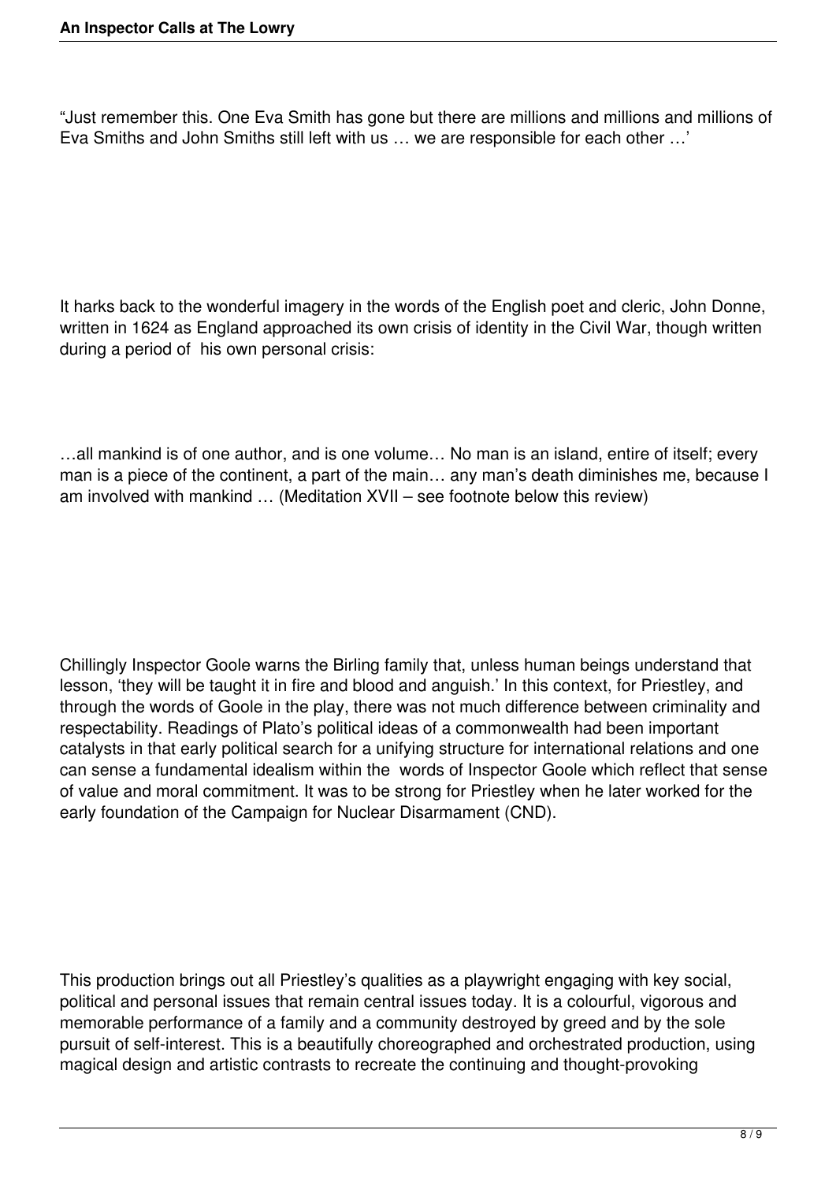"Just remember this. One Eva Smith has gone but there are millions and millions and millions of Eva Smiths and John Smiths still left with us … we are responsible for each other …'

It harks back to the wonderful imagery in the words of the English poet and cleric, John Donne, written in 1624 as England approached its own crisis of identity in the Civil War, though written during a period of his own personal crisis:

…all mankind is of one author, and is one volume… No man is an island, entire of itself; every man is a piece of the continent, a part of the main… any man's death diminishes me, because I am involved with mankind … (Meditation XVII – see footnote below this review)

Chillingly Inspector Goole warns the Birling family that, unless human beings understand that lesson, 'they will be taught it in fire and blood and anguish.' In this context, for Priestley, and through the words of Goole in the play, there was not much difference between criminality and respectability. Readings of Plato's political ideas of a commonwealth had been important catalysts in that early political search for a unifying structure for international relations and one can sense a fundamental idealism within the words of Inspector Goole which reflect that sense of value and moral commitment. It was to be strong for Priestley when he later worked for the early foundation of the Campaign for Nuclear Disarmament (CND).

This production brings out all Priestley's qualities as a playwright engaging with key social, political and personal issues that remain central issues today. It is a colourful, vigorous and memorable performance of a family and a community destroyed by greed and by the sole pursuit of self-interest. This is a beautifully choreographed and orchestrated production, using magical design and artistic contrasts to recreate the continuing and thought-provoking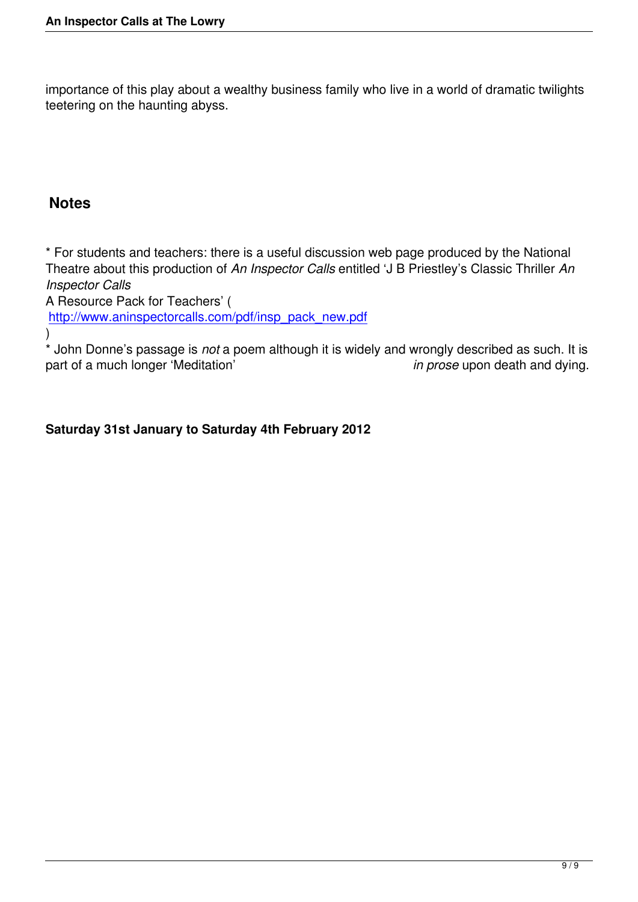importance of this play about a wealthy business family who live in a world of dramatic twilights teetering on the haunting abyss.

## Notes

* For students and teachers: there is a useful discussion web page produced by the National Theatre about this production of *An Inspector Calls* entitled 'J B Priestley's Classic Thriller *An Inspector Calls*
A Resource Pack for Teachers' (
http://www.aninspectorcalls.com/pdf/insp_pack_new.pdf
)
* John Donne's passage is *not* a poem although it is widely and wrongly described as such. It is part of a much longer 'Meditation' *in prose* upon death and dying.

**Saturday 31st January to Saturday 4th February 2012**